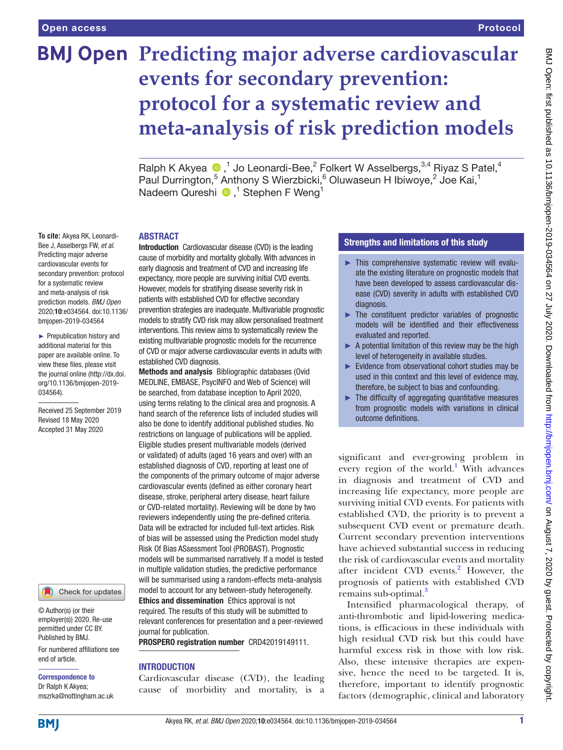# Predicting major adverse cardiovascular events for secondary prevention: protocol for a systematic review and meta-analysis of risk prediction models

Ralph K Akyea [1], Jo Leonardi-Bee,[2] Folkert W Asselbergs,[3,4] Riyaz S Patel,[4] Paul Durrington,[5] Anthony S Wierzbicki,[6] Oluwaseun H Ibiwoye,[2] Joe Kai,[1] Nadeem Qureshi [1], Stephen F Weng[1]

**To cite:** Akyea RK, Leonardi-Bee J, Asselbergs FW, *et al*. Predicting major adverse cardiovascular events for secondary prevention: protocol for a systematic review and meta-analysis of risk prediction models. *BMJ Open* 2020;**10**:e034564. doi:10.1136/bmjopen-2019-034564

► Prepublication history and additional material for this paper are available online. To view these files, please visit the journal online (http://dx.doi.org/10.1136/bmjopen-2019-034564).

Received 25 September 2019
Revised 18 May 2020
Accepted 31 May 2020

© Author(s) (or their employer(s)) 2020. Re-use permitted under CC BY. Published by BMJ.

For numbered affiliations see end of article.

**Correspondence to**
Dr Ralph K Akyea; mszrka@nottingham.ac.uk

## ABSTRACT

**Introduction** Cardiovascular disease (CVD) is the leading cause of morbidity and mortality globally. With advances in early diagnosis and treatment of CVD and increasing life expectancy, more people are surviving initial CVD events. However, models for stratifying disease severity risk in patients with established CVD for effective secondary prevention strategies are inadequate. Multivariable prognostic models to stratify CVD risk may allow personalised treatment interventions. This review aims to systematically review the existing multivariable prognostic models for the recurrence of CVD or major adverse cardiovascular events in adults with established CVD diagnosis.

**Methods and analysis** Bibliographic databases (Ovid MEDLINE, EMBASE, PsycINFO and Web of Science) will be searched, from database inception to April 2020, using terms relating to the clinical area and prognosis. A hand search of the reference lists of included studies will also be done to identify additional published studies. No restrictions on language of publications will be applied. Eligible studies present multivariable models (derived or validated) of adults (aged 16 years and over) with an established diagnosis of CVD, reporting at least one of the components of the primary outcome of major adverse cardiovascular events (defined as either coronary heart disease, stroke, peripheral artery disease, heart failure or CVD-related mortality). Reviewing will be done by two reviewers independently using the pre-defined criteria. Data will be extracted for included full-text articles. Risk of bias will be assessed using the Prediction model study Risk Of Bias ASsessment Tool (PROBAST). Prognostic models will be summarised narratively. If a model is tested in multiple validation studies, the predictive performance will be summarised using a random-effects meta-analysis model to account for any between-study heterogeneity.

**Ethics and dissemination** Ethics approval is not required. The results of this study will be submitted to relevant conferences for presentation and a peer-reviewed journal for publication.

**PROSPERO registration number** CRD42019149111.

## Strengths and limitations of this study

- ► This comprehensive systematic review will evaluate the existing literature on prognostic models that have been developed to assess cardiovascular disease (CVD) severity in adults with established CVD diagnosis.
- ► The constituent predictor variables of prognostic models will be identified and their effectiveness evaluated and reported.
- ► A potential limitation of this review may be the high level of heterogeneity in available studies.
- ► Evidence from observational cohort studies may be used in this context and this level of evidence may, therefore, be subject to bias and confounding.
- ► The difficulty of aggregating quantitative measures from prognostic models with variations in clinical outcome definitions.

## INTRODUCTION

Cardiovascular disease (CVD), the leading cause of morbidity and mortality, is a significant and ever-growing problem in every region of the world.[1] With advances in diagnosis and treatment of CVD and increasing life expectancy, more people are surviving initial CVD events. For patients with established CVD, the priority is to prevent a subsequent CVD event or premature death. Current secondary prevention interventions have achieved substantial success in reducing the risk of cardiovascular events and mortality after incident CVD events.[2] However, the prognosis of patients with established CVD remains sub-optimal.[3]

Intensified pharmacological therapy, of anti-thrombotic and lipid-lowering medications, is efficacious in these individuals with high residual CVD risk but this could have harmful excess risk in those with low risk. Also, these intensive therapies are expensive, hence the need to be targeted. It is, therefore, important to identify prognostic factors (demographic, clinical and laboratory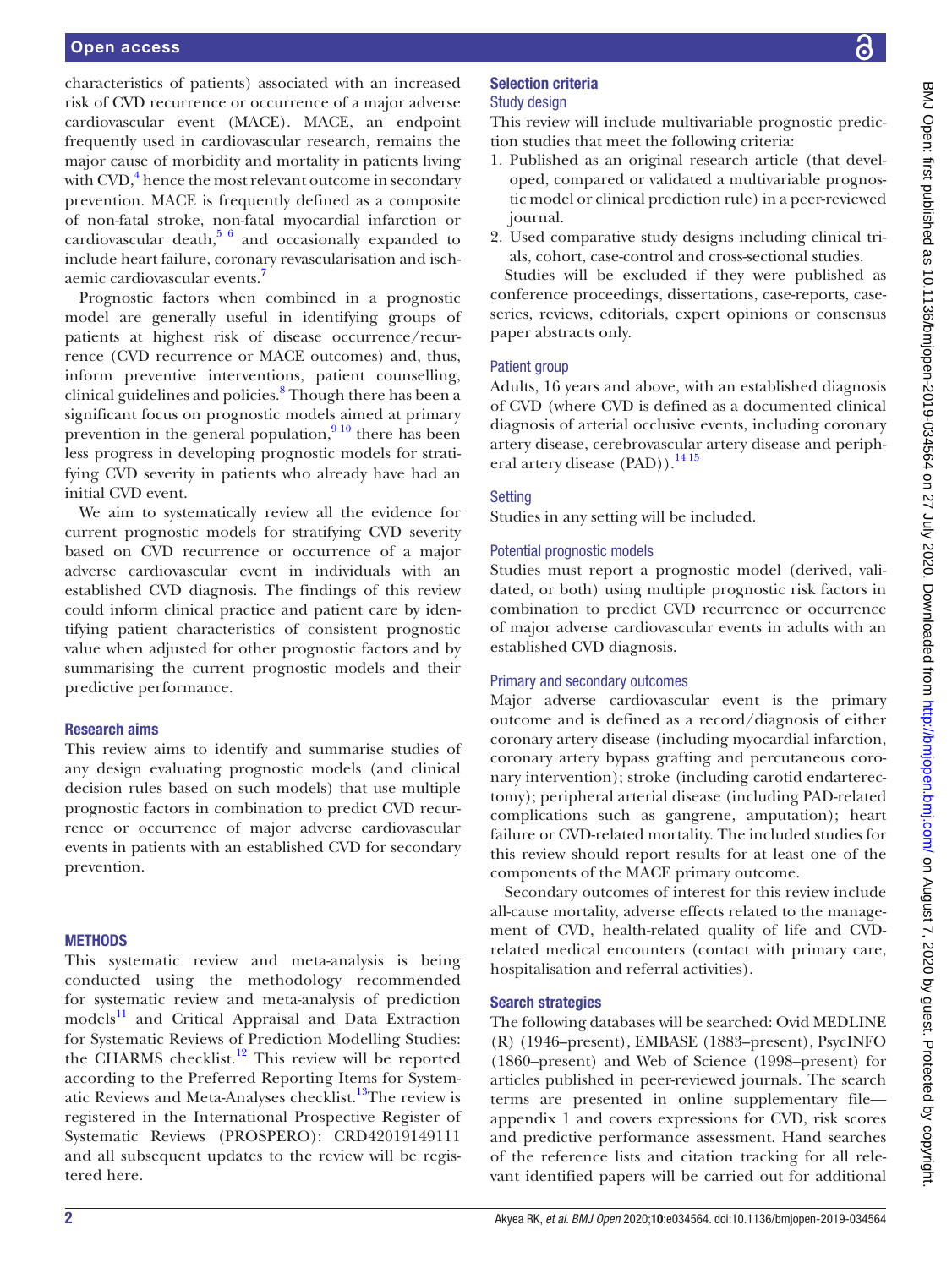characteristics of patients) associated with an increased risk of CVD recurrence or occurrence of a major adverse cardiovascular event (MACE). MACE, an endpoint frequently used in cardiovascular research, remains the major cause of morbidity and mortality in patients living with CVD,[4] hence the most relevant outcome in secondary prevention. MACE is frequently defined as a composite of non-fatal stroke, non-fatal myocardial infarction or cardiovascular death,[5 6] and occasionally expanded to include heart failure, coronary revascularisation and ischaemic cardiovascular events.[7]

Prognostic factors when combined in a prognostic model are generally useful in identifying groups of patients at highest risk of disease occurrence/recurrence (CVD recurrence or MACE outcomes) and, thus, inform preventive interventions, patient counselling, clinical guidelines and policies.[8] Though there has been a significant focus on prognostic models aimed at primary prevention in the general population,[9 10] there has been less progress in developing prognostic models for stratifying CVD severity in patients who already have had an initial CVD event.

We aim to systematically review all the evidence for current prognostic models for stratifying CVD severity based on CVD recurrence or occurrence of a major adverse cardiovascular event in individuals with an established CVD diagnosis. The findings of this review could inform clinical practice and patient care by identifying patient characteristics of consistent prognostic value when adjusted for other prognostic factors and by summarising the current prognostic models and their predictive performance.

### Research aims

This review aims to identify and summarise studies of any design evaluating prognostic models (and clinical decision rules based on such models) that use multiple prognostic factors in combination to predict CVD recurrence or occurrence of major adverse cardiovascular events in patients with an established CVD for secondary prevention.

## METHODS

This systematic review and meta-analysis is being conducted using the methodology recommended for systematic review and meta-analysis of prediction models[11] and Critical Appraisal and Data Extraction for Systematic Reviews of Prediction Modelling Studies: the CHARMS checklist.[12] This review will be reported according to the Preferred Reporting Items for Systematic Reviews and Meta-Analyses checklist.[13]The review is registered in the International Prospective Register of Systematic Reviews (PROSPERO): CRD42019149111 and all subsequent updates to the review will be registered here.

### Selection criteria

#### Study design

This review will include multivariable prognostic prediction studies that meet the following criteria:

1. Published as an original research article (that developed, compared or validated a multivariable prognostic model or clinical prediction rule) in a peer-reviewed journal.
2. Used comparative study designs including clinical trials, cohort, case-control and cross-sectional studies.

Studies will be excluded if they were published as conference proceedings, dissertations, case-reports, case-series, reviews, editorials, expert opinions or consensus paper abstracts only.

#### Patient group

Adults, 16 years and above, with an established diagnosis of CVD (where CVD is defined as a documented clinical diagnosis of arterial occlusive events, including coronary artery disease, cerebrovascular artery disease and peripheral artery disease (PAD)).[14 15]

#### Setting

Studies in any setting will be included.

#### Potential prognostic models

Studies must report a prognostic model (derived, validated, or both) using multiple prognostic risk factors in combination to predict CVD recurrence or occurrence of major adverse cardiovascular events in adults with an established CVD diagnosis.

#### Primary and secondary outcomes

Major adverse cardiovascular event is the primary outcome and is defined as a record/diagnosis of either coronary artery disease (including myocardial infarction, coronary artery bypass grafting and percutaneous coronary intervention); stroke (including carotid endarterectomy); peripheral arterial disease (including PAD-related complications such as gangrene, amputation); heart failure or CVD-related mortality. The included studies for this review should report results for at least one of the components of the MACE primary outcome.

Secondary outcomes of interest for this review include all-cause mortality, adverse effects related to the management of CVD, health-related quality of life and CVD-related medical encounters (contact with primary care, hospitalisation and referral activities).

### Search strategies

The following databases will be searched: Ovid MEDLINE (R) (1946–present), EMBASE (1883–present), PsycINFO (1860–present) and Web of Science (1998–present) for articles published in peer-reviewed journals. The search terms are presented in online supplementary file—appendix 1 and covers expressions for CVD, risk scores and predictive performance assessment. Hand searches of the reference lists and citation tracking for all relevant identified papers will be carried out for additional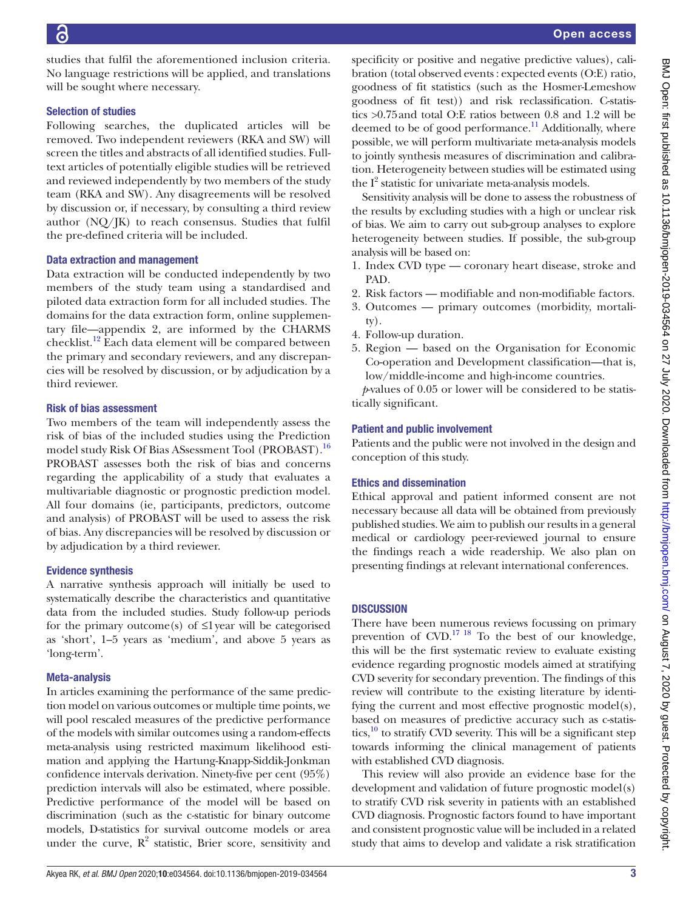studies that fulfil the aforementioned inclusion criteria. No language restrictions will be applied, and translations will be sought where necessary.

### Selection of studies

Following searches, the duplicated articles will be removed. Two independent reviewers (RKA and SW) will screen the titles and abstracts of all identified studies. Full-text articles of potentially eligible studies will be retrieved and reviewed independently by two members of the study team (RKA and SW). Any disagreements will be resolved by discussion or, if necessary, by consulting a third review author (NQ/JK) to reach consensus. Studies that fulfil the pre-defined criteria will be included.

### Data extraction and management

Data extraction will be conducted independently by two members of the study team using a standardised and piloted data extraction form for all included studies. The domains for the data extraction form, online supplementary file—appendix 2, are informed by the CHARMS checklist.[12] Each data element will be compared between the primary and secondary reviewers, and any discrepancies will be resolved by discussion, or by adjudication by a third reviewer.

### Risk of bias assessment

Two members of the team will independently assess the risk of bias of the included studies using the Prediction model study Risk Of Bias ASsessment Tool (PROBAST).[16] PROBAST assesses both the risk of bias and concerns regarding the applicability of a study that evaluates a multivariable diagnostic or prognostic prediction model. All four domains (ie, participants, predictors, outcome and analysis) of PROBAST will be used to assess the risk of bias. Any discrepancies will be resolved by discussion or by adjudication by a third reviewer.

### Evidence synthesis

A narrative synthesis approach will initially be used to systematically describe the characteristics and quantitative data from the included studies. Study follow-up periods for the primary outcome(s) of ≤1 year will be categorised as 'short', 1–5 years as 'medium', and above 5 years as 'long-term'.

### Meta-analysis

In articles examining the performance of the same prediction model on various outcomes or multiple time points, we will pool rescaled measures of the predictive performance of the models with similar outcomes using a random-effects meta-analysis using restricted maximum likelihood estimation and applying the Hartung-Knapp-Siddik-Jonkman confidence intervals derivation. Ninety-five per cent (95%) prediction intervals will also be estimated, where possible. Predictive performance of the model will be based on discrimination (such as the c-statistic for binary outcome models, D-statistics for survival outcome models or area under the curve, $R^2$ statistic, Brier score, sensitivity and specificity or positive and negative predictive values), calibration (total observed events : expected events (O:E) ratio, goodness of fit statistics (such as the Hosmer-Lemeshow goodness of fit test)) and risk reclassification. C-statistics >0.75 and total O:E ratios between 0.8 and 1.2 will be deemed to be of good performance.[11] Additionally, where possible, we will perform multivariate meta-analysis models to jointly synthesis measures of discrimination and calibration. Heterogeneity between studies will be estimated using the $I^2$ statistic for univariate meta-analysis models.

Sensitivity analysis will be done to assess the robustness of the results by excluding studies with a high or unclear risk of bias. We aim to carry out sub-group analyses to explore heterogeneity between studies. If possible, the sub-group analysis will be based on:

1. Index CVD type — coronary heart disease, stroke and PAD.
2. Risk factors — modifiable and non-modifiable factors.
3. Outcomes — primary outcomes (morbidity, mortality).
4. Follow-up duration.
5. Region — based on the Organisation for Economic Co-operation and Development classification—that is, low/middle-income and high-income countries.

*p*-values of 0.05 or lower will be considered to be statistically significant.

### Patient and public involvement

Patients and the public were not involved in the design and conception of this study.

### Ethics and dissemination

Ethical approval and patient informed consent are not necessary because all data will be obtained from previously published studies. We aim to publish our results in a general medical or cardiology peer-reviewed journal to ensure the findings reach a wide readership. We also plan on presenting findings at relevant international conferences.

## DISCUSSION

There have been numerous reviews focussing on primary prevention of CVD.[17,18] To the best of our knowledge, this will be the first systematic review to evaluate existing evidence regarding prognostic models aimed at stratifying CVD severity for secondary prevention. The findings of this review will contribute to the existing literature by identifying the current and most effective prognostic model(s), based on measures of predictive accuracy such as c-statistics,[10] to stratify CVD severity. This will be a significant step towards informing the clinical management of patients with established CVD diagnosis.

This review will also provide an evidence base for the development and validation of future prognostic model(s) to stratify CVD risk severity in patients with an established CVD diagnosis. Prognostic factors found to have important and consistent prognostic value will be included in a related study that aims to develop and validate a risk stratification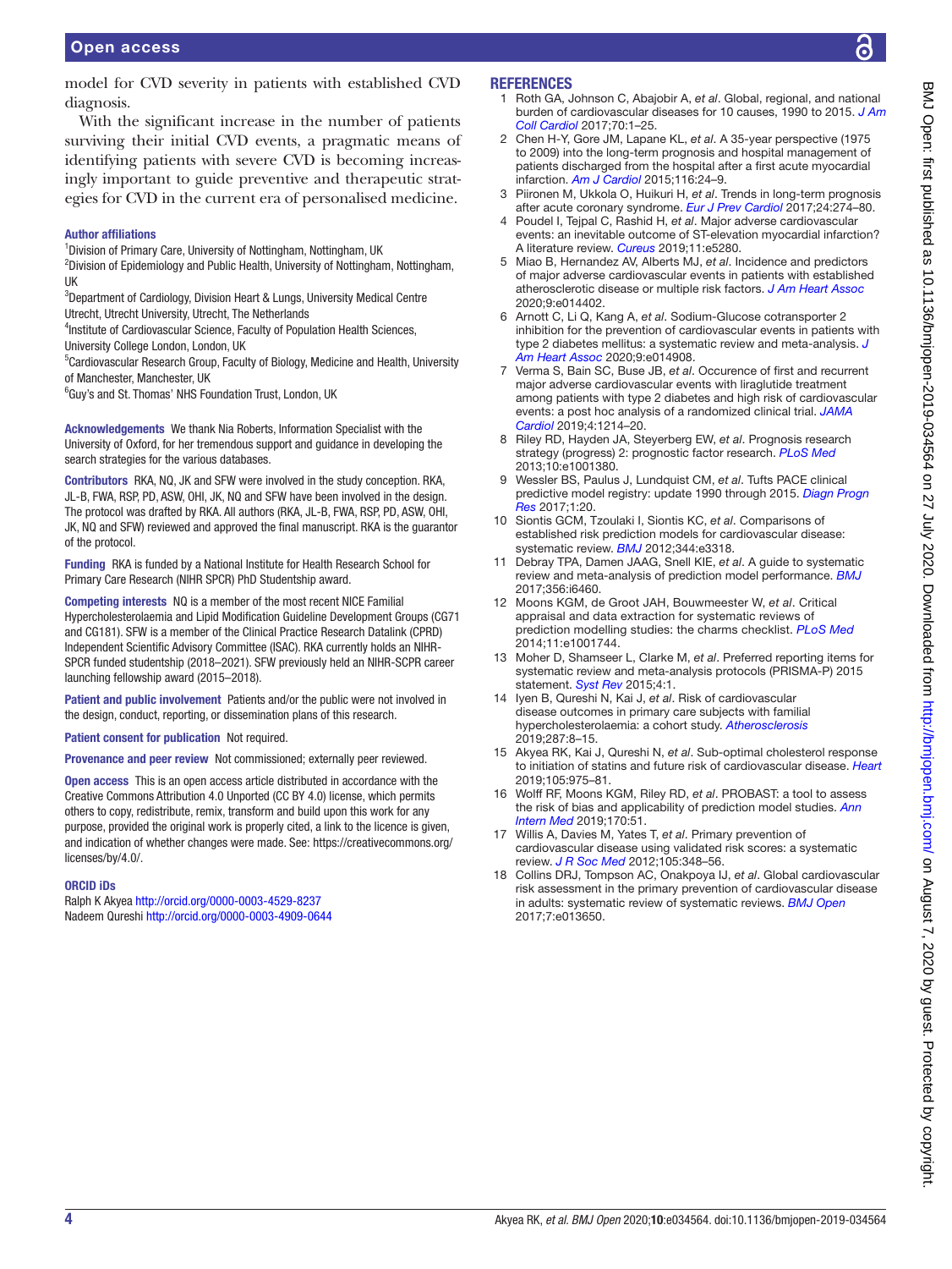model for CVD severity in patients with established CVD diagnosis.

With the significant increase in the number of patients surviving their initial CVD events, a pragmatic means of identifying patients with severe CVD is becoming increasingly important to guide preventive and therapeutic strategies for CVD in the current era of personalised medicine.

**Author affiliations**

[1]Division of Primary Care, University of Nottingham, Nottingham, UK
[2]Division of Epidemiology and Public Health, University of Nottingham, Nottingham, UK
[3]Department of Cardiology, Division Heart & Lungs, University Medical Centre Utrecht, Utrecht University, Utrecht, The Netherlands
[4]Institute of Cardiovascular Science, Faculty of Population Health Sciences, University College London, London, UK
[5]Cardiovascular Research Group, Faculty of Biology, Medicine and Health, University of Manchester, Manchester, UK
[6]Guy's and St. Thomas' NHS Foundation Trust, London, UK

**Acknowledgements** We thank Nia Roberts, Information Specialist with the University of Oxford, for her tremendous support and guidance in developing the search strategies for the various databases.

**Contributors** RKA, NQ, JK and SFW were involved in the study conception. RKA, JL-B, FWA, RSP, PD, ASW, OHI, JK, NQ and SFW have been involved in the design. The protocol was drafted by RKA. All authors (RKA, JL-B, FWA, RSP, PD, ASW, OHI, JK, NQ and SFW) reviewed and approved the final manuscript. RKA is the guarantor of the protocol.

**Funding** RKA is funded by a National Institute for Health Research School for Primary Care Research (NIHR SPCR) PhD Studentship award.

**Competing interests** NQ is a member of the most recent NICE Familial Hypercholesterolaemia and Lipid Modification Guideline Development Groups (CG71 and CG181). SFW is a member of the Clinical Practice Research Datalink (CPRD) Independent Scientific Advisory Committee (ISAC). RKA currently holds an NIHR-SPCR funded studentship (2018–2021). SFW previously held an NIHR-SCPR career launching fellowship award (2015–2018).

**Patient and public involvement** Patients and/or the public were not involved in the design, conduct, reporting, or dissemination plans of this research.

**Patient consent for publication** Not required.

**Provenance and peer review** Not commissioned; externally peer reviewed.

**Open access** This is an open access article distributed in accordance with the Creative Commons Attribution 4.0 Unported (CC BY 4.0) license, which permits others to copy, redistribute, remix, transform and build upon this work for any purpose, provided the original work is properly cited, a link to the licence is given, and indication of whether changes were made. See: https://creativecommons.org/licenses/by/4.0/.

**ORCID iDs**

Ralph K Akyea http://orcid.org/0000-0003-4529-8237
Nadeem Qureshi http://orcid.org/0000-0003-4909-0644

## REFERENCES

1. Roth GA, Johnson C, Abajobir A, *et al*. Global, regional, and national burden of cardiovascular diseases for 10 causes, 1990 to 2015. *J Am Coll Cardiol* 2017;70:1–25.
2. Chen H-Y, Gore JM, Lapane KL, *et al*. A 35-year perspective (1975 to 2009) into the long-term prognosis and hospital management of patients discharged from the hospital after a first acute myocardial infarction. *Am J Cardiol* 2015;116:24–9.
3. Piironen M, Ukkola O, Huikuri H, *et al*. Trends in long-term prognosis after acute coronary syndrome. *Eur J Prev Cardiol* 2017;24:274–80.
4. Poudel I, Tejpal C, Rashid H, *et al*. Major adverse cardiovascular events: an inevitable outcome of ST-elevation myocardial infarction? A literature review. *Cureus* 2019;11:e5280.
5. Miao B, Hernandez AV, Alberts MJ, *et al*. Incidence and predictors of major adverse cardiovascular events in patients with established atherosclerotic disease or multiple risk factors. *J Am Heart Assoc* 2020;9:e014402.
6. Arnott C, Li Q, Kang A, *et al*. Sodium-Glucose cotransporter 2 inhibition for the prevention of cardiovascular events in patients with type 2 diabetes mellitus: a systematic review and meta-analysis. *J Am Heart Assoc* 2020;9:e014908.
7. Verma S, Bain SC, Buse JB, *et al*. Occurence of first and recurrent major adverse cardiovascular events with liraglutide treatment among patients with type 2 diabetes and high risk of cardiovascular events: a post hoc analysis of a randomized clinical trial. *JAMA Cardiol* 2019;4:1214–20.
8. Riley RD, Hayden JA, Steyerberg EW, *et al*. Prognosis research strategy (progress) 2: prognostic factor research. *PLoS Med* 2013;10:e1001380.
9. Wessler BS, Paulus J, Lundquist CM, *et al*. Tufts PACE clinical predictive model registry: update 1990 through 2015. *Diagn Progn Res* 2017;1:20.
10. Siontis GCM, Tzoulaki I, Siontis KC, *et al*. Comparisons of established risk prediction models for cardiovascular disease: systematic review. *BMJ* 2012;344:e3318.
11. Debray TPA, Damen JAAG, Snell KIE, *et al*. A guide to systematic review and meta-analysis of prediction model performance. *BMJ* 2017;356:i6460.
12. Moons KGM, de Groot JAH, Bouwmeester W, *et al*. Critical appraisal and data extraction for systematic reviews of prediction modelling studies: the charms checklist. *PLoS Med* 2014;11:e1001744.
13. Moher D, Shamseer L, Clarke M, *et al*. Preferred reporting items for systematic review and meta-analysis protocols (PRISMA-P) 2015 statement. *Syst Rev* 2015;4:1.
14. Iyen B, Qureshi N, Kai J, *et al*. Risk of cardiovascular disease outcomes in primary care subjects with familial hypercholesterolaemia: a cohort study. *Atherosclerosis* 2019;287:8–15.
15. Akyea RK, Kai J, Qureshi N, *et al*. Sub-optimal cholesterol response to initiation of statins and future risk of cardiovascular disease. *Heart* 2019;105:975–81.
16. Wolff RF, Moons KGM, Riley RD, *et al*. PROBAST: a tool to assess the risk of bias and applicability of prediction model studies. *Ann Intern Med* 2019;170:51.
17. Willis A, Davies M, Yates T, *et al*. Primary prevention of cardiovascular disease using validated risk scores: a systematic review. *J R Soc Med* 2012;105:348–56.
18. Collins DRJ, Tompson AC, Onakpoya IJ, *et al*. Global cardiovascular risk assessment in the primary prevention of cardiovascular disease in adults: systematic review of systematic reviews. *BMJ Open* 2017;7:e013650.